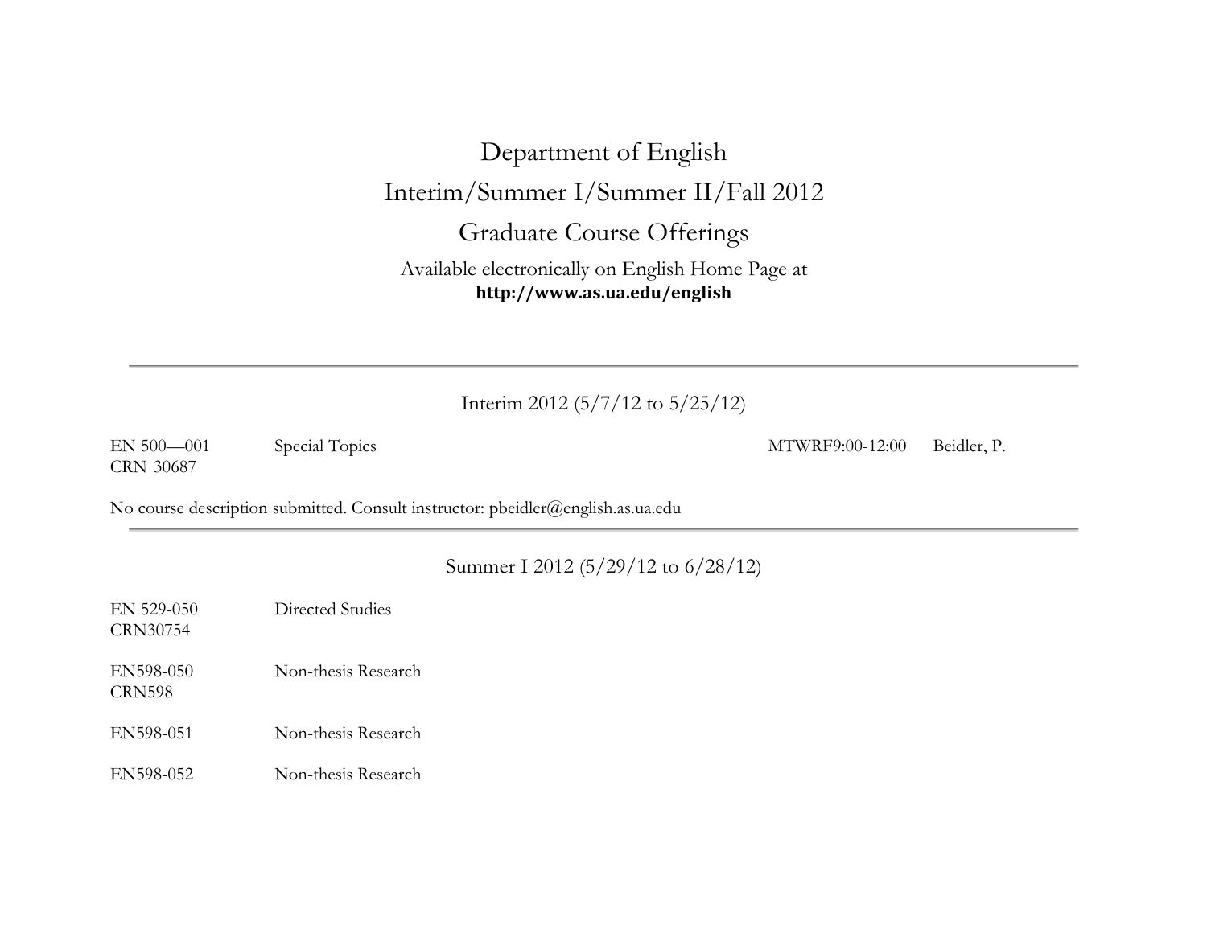# Department of English

## Interim/Summer I/Summer II/Fall 2012

## Graduate Course Offerings

Available electronically on English Home Page at
**http://www.as.ua.edu/english**

---

### Interim 2012 (5/7/12 to 5/25/12)

| | | | |
|---|---|---|---|
| EN 500—001<br>CRN 30687 | Special Topics | MTWRF9:00-12:00 | Beidler, P. |

No course description submitted. Consult instructor: pbeidler@english.as.ua.edu

---

### Summer I 2012 (5/29/12 to 6/28/12)

| | |
|---|---|
| EN 529-050<br>CRN30754 | Directed Studies |
| EN598-050<br>CRN598 | Non-thesis Research |
| EN598-051 | Non-thesis Research |
| EN598-052 | Non-thesis Research |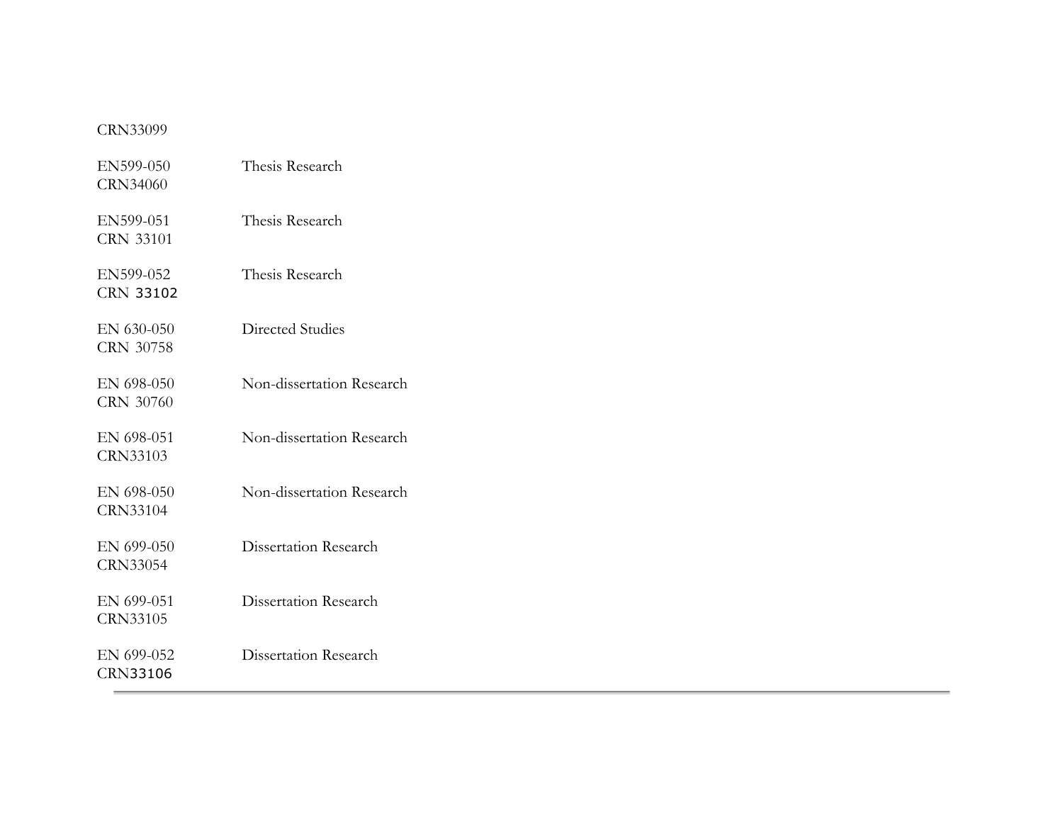CRN33099

| | |
|---|---|
| EN599-050<br>CRN34060 | Thesis Research |
| EN599-051<br>CRN 33101 | Thesis Research |
| EN599-052<br>CRN 33102 | Thesis Research |
| EN 630-050<br>CRN 30758 | Directed Studies |
| EN 698-050<br>CRN 30760 | Non-dissertation Research |
| EN 698-051<br>CRN33103 | Non-dissertation Research |
| EN 698-050<br>CRN33104 | Non-dissertation Research |
| EN 699-050<br>CRN33054 | Dissertation Research |
| EN 699-051<br>CRN33105 | Dissertation Research |
| EN 699-052<br>CRN33106 | Dissertation Research |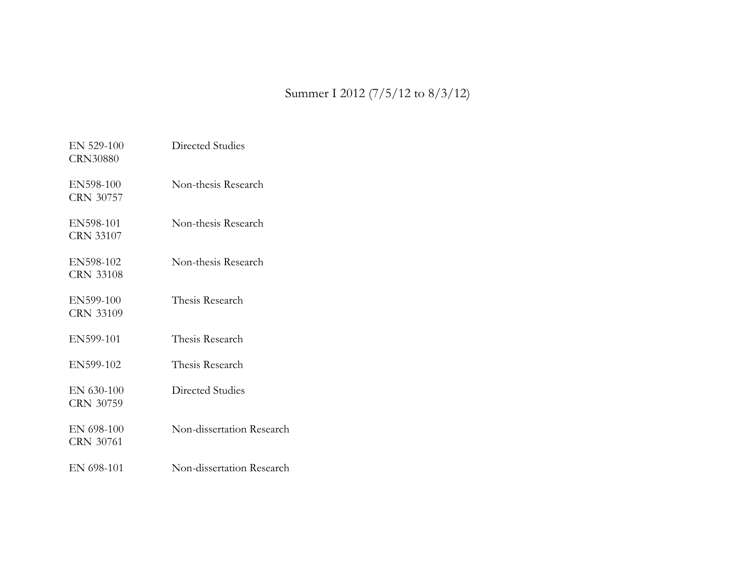# Summer I 2012 (7/5/12 to 8/3/12)

| Course | Title |
|---|---|
| EN 529-100<br>CRN30880 | Directed Studies |
| EN598-100<br>CRN 30757 | Non-thesis Research |
| EN598-101<br>CRN 33107 | Non-thesis Research |
| EN598-102<br>CRN 33108 | Non-thesis Research |
| EN599-100<br>CRN 33109 | Thesis Research |
| EN599-101 | Thesis Research |
| EN599-102 | Thesis Research |
| EN 630-100<br>CRN 30759 | Directed Studies |
| EN 698-100<br>CRN 30761 | Non-dissertation Research |
| EN 698-101 | Non-dissertation Research |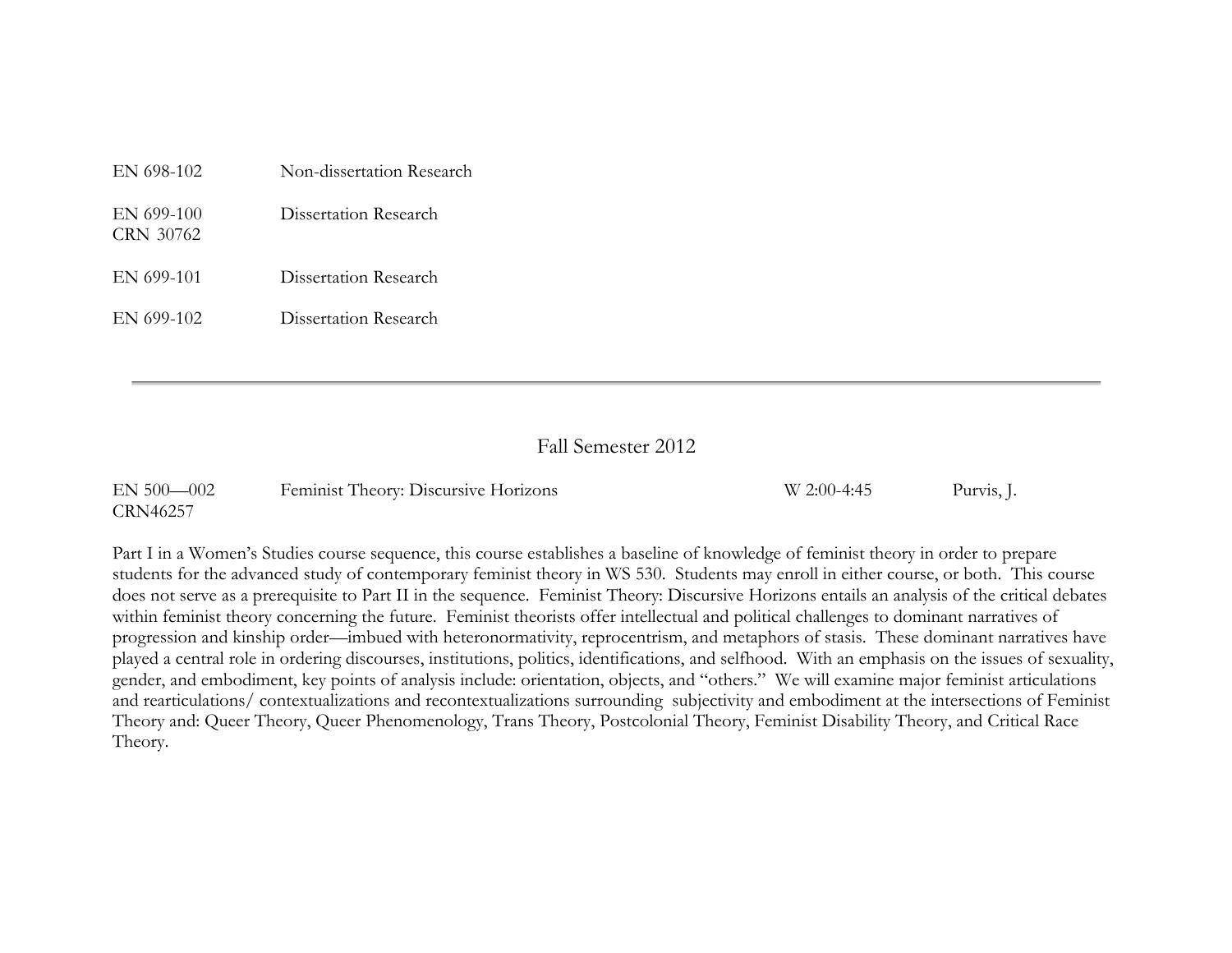| | |
|---|---|
| EN 698-102 | Non-dissertation Research |
| EN 699-100<br>CRN 30762 | Dissertation Research |
| EN 699-101 | Dissertation Research |
| EN 699-102 | Dissertation Research |

---

## Fall Semester 2012

| | | | |
|---|---|---|---|
| EN 500—002<br>CRN46257 | Feminist Theory: Discursive Horizons | W 2:00-4:45 | Purvis, J. |

Part I in a Women's Studies course sequence, this course establishes a baseline of knowledge of feminist theory in order to prepare students for the advanced study of contemporary feminist theory in WS 530. Students may enroll in either course, or both. This course does not serve as a prerequisite to Part II in the sequence. Feminist Theory: Discursive Horizons entails an analysis of the critical debates within feminist theory concerning the future. Feminist theorists offer intellectual and political challenges to dominant narratives of progression and kinship order—imbued with heteronormativity, reprocentrism, and metaphors of stasis. These dominant narratives have played a central role in ordering discourses, institutions, politics, identifications, and selfhood. With an emphasis on the issues of sexuality, gender, and embodiment, key points of analysis include: orientation, objects, and "others." We will examine major feminist articulations and rearticulations/ contextualizations and recontextualizations surrounding subjectivity and embodiment at the intersections of Feminist Theory and: Queer Theory, Queer Phenomenology, Trans Theory, Postcolonial Theory, Feminist Disability Theory, and Critical Race Theory.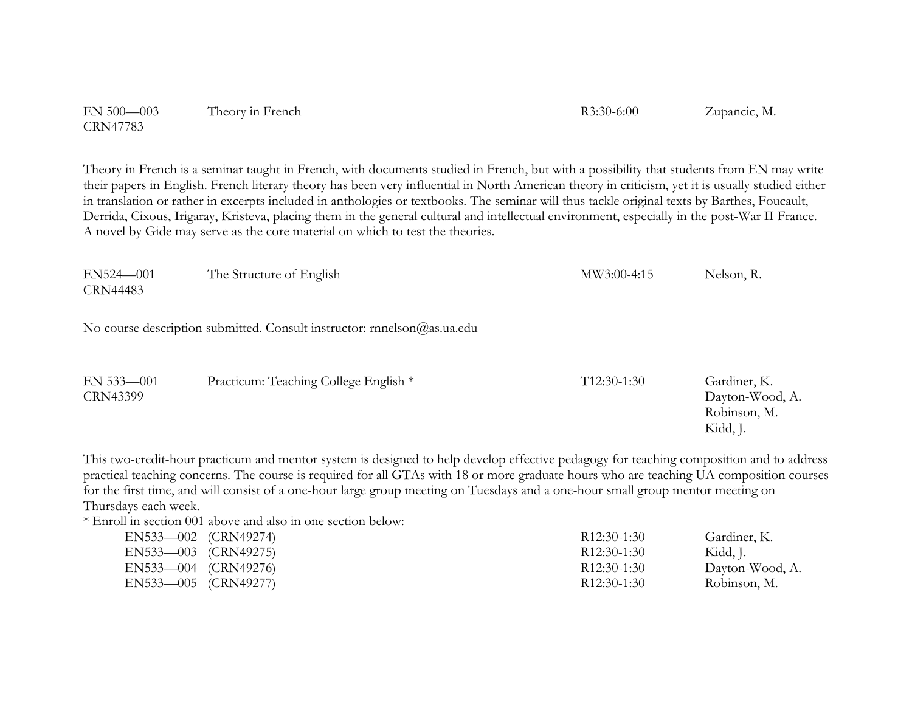| | | | |
|---|---|---|---|
| EN 500—003<br>CRN47783 | Theory in French | R3:30-6:00 | Zupancic, M. |

Theory in French is a seminar taught in French, with documents studied in French, but with a possibility that students from EN may write their papers in English. French literary theory has been very influential in North American theory in criticism, yet it is usually studied either in translation or rather in excerpts included in anthologies or textbooks. The seminar will thus tackle original texts by Barthes, Foucault, Derrida, Cixous, Irigaray, Kristeva, placing them in the general cultural and intellectual environment, especially in the post-War II France. A novel by Gide may serve as the core material on which to test the theories.

| | | | |
|---|---|---|---|
| EN524—001<br>CRN44483 | The Structure of English | MW3:00-4:15 | Nelson, R. |

No course description submitted. Consult instructor: rnnelson@as.ua.edu

| | | | |
|---|---|---|---|
| EN 533—001<br>CRN43399 | Practicum: Teaching College English * | T12:30-1:30 | Gardiner, K.<br>Dayton-Wood, A.<br>Robinson, M.<br>Kidd, J. |

This two-credit-hour practicum and mentor system is designed to help develop effective pedagogy for teaching composition and to address practical teaching concerns. The course is required for all GTAs with 18 or more graduate hours who are teaching UA composition courses for the first time, and will consist of a one-hour large group meeting on Tuesdays and a one-hour small group mentor meeting on Thursdays each week.

* Enroll in section 001 above and also in one section below:

| Section | CRN | Time | Instructor |
|---|---|---|---|
| EN533—002 | (CRN49274) | R12:30-1:30 | Gardiner, K. |
| EN533—003 | (CRN49275) | R12:30-1:30 | Kidd, J. |
| EN533—004 | (CRN49276) | R12:30-1:30 | Dayton-Wood, A. |
| EN533—005 | (CRN49277) | R12:30-1:30 | Robinson, M. |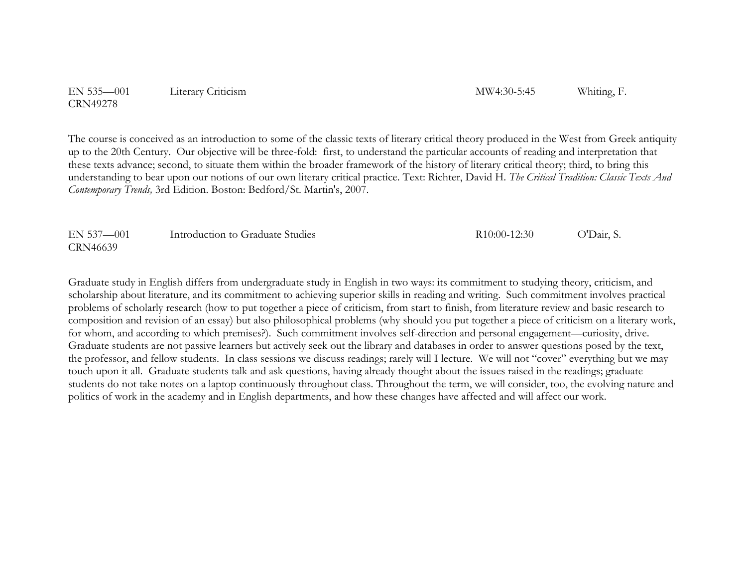EN 535—001 CRN49278 | Literary Criticism | MW4:30-5:45 | Whiting, F.

The course is conceived as an introduction to some of the classic texts of literary critical theory produced in the West from Greek antiquity up to the 20th Century. Our objective will be three-fold: first, to understand the particular accounts of reading and interpretation that these texts advance; second, to situate them within the broader framework of the history of literary critical theory; third, to bring this understanding to bear upon our notions of our own literary critical practice. Text: Richter, David H. *The Critical Tradition: Classic Texts And Contemporary Trends,* 3rd Edition. Boston: Bedford/St. Martin's, 2007.

EN 537—001 CRN46639 | Introduction to Graduate Studies | R10:00-12:30 | O'Dair, S.

Graduate study in English differs from undergraduate study in English in two ways: its commitment to studying theory, criticism, and scholarship about literature, and its commitment to achieving superior skills in reading and writing. Such commitment involves practical problems of scholarly research (how to put together a piece of criticism, from start to finish, from literature review and basic research to composition and revision of an essay) but also philosophical problems (why should you put together a piece of criticism on a literary work, for whom, and according to which premises?). Such commitment involves self-direction and personal engagement—curiosity, drive. Graduate students are not passive learners but actively seek out the library and databases in order to answer questions posed by the text, the professor, and fellow students. In class sessions we discuss readings; rarely will I lecture. We will not "cover" everything but we may touch upon it all. Graduate students talk and ask questions, having already thought about the issues raised in the readings; graduate students do not take notes on a laptop continuously throughout class. Throughout the term, we will consider, too, the evolving nature and politics of work in the academy and in English departments, and how these changes have affected and will affect our work.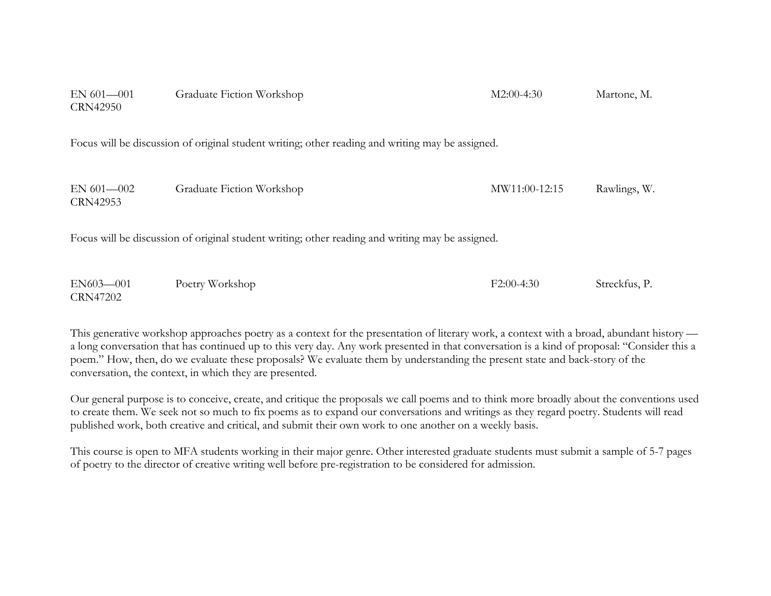| | | | |
|---|---|---|---|
| EN 601—001<br>CRN42950 | Graduate Fiction Workshop | M2:00-4:30 | Martone, M. |

Focus will be discussion of original student writing; other reading and writing may be assigned.

| | | | |
|---|---|---|---|
| EN 601—002<br>CRN42953 | Graduate Fiction Workshop | MW11:00-12:15 | Rawlings, W. |

Focus will be discussion of original student writing; other reading and writing may be assigned.

| | | | |
|---|---|---|---|
| EN603—001<br>CRN47202 | Poetry Workshop | F2:00-4:30 | Streckfus, P. |

This generative workshop approaches poetry as a context for the presentation of literary work, a context with a broad, abundant history — a long conversation that has continued up to this very day. Any work presented in that conversation is a kind of proposal: "Consider this a poem." How, then, do we evaluate these proposals? We evaluate them by understanding the present state and back-story of the conversation, the context, in which they are presented.

Our general purpose is to conceive, create, and critique the proposals we call poems and to think more broadly about the conventions used to create them. We seek not so much to fix poems as to expand our conversations and writings as they regard poetry. Students will read published work, both creative and critical, and submit their own work to one another on a weekly basis.

This course is open to MFA students working in their major genre. Other interested graduate students must submit a sample of 5-7 pages of poetry to the director of creative writing well before pre-registration to be considered for admission.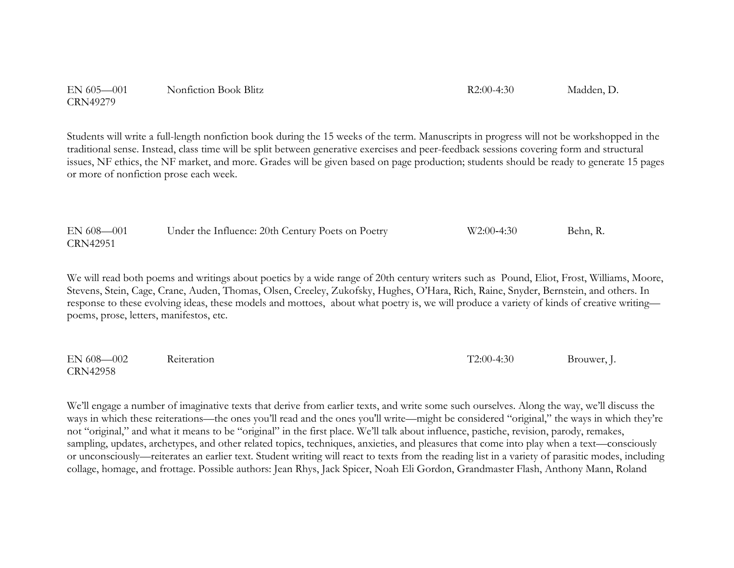EN 605—001 CRN49279 — Nonfiction Book Blitz — R2:00-4:30 — Madden, D.

Students will write a full-length nonfiction book during the 15 weeks of the term. Manuscripts in progress will not be workshopped in the traditional sense. Instead, class time will be split between generative exercises and peer-feedback sessions covering form and structural issues, NF ethics, the NF market, and more. Grades will be given based on page production; students should be ready to generate 15 pages or more of nonfiction prose each week.

EN 608—001 CRN42951 — Under the Influence: 20th Century Poets on Poetry — W2:00-4:30 — Behn, R.

We will read both poems and writings about poetics by a wide range of 20th century writers such as Pound, Eliot, Frost, Williams, Moore, Stevens, Stein, Cage, Crane, Auden, Thomas, Olsen, Creeley, Zukofsky, Hughes, O'Hara, Rich, Raine, Snyder, Bernstein, and others. In response to these evolving ideas, these models and mottoes, about what poetry is, we will produce a variety of kinds of creative writing—poems, prose, letters, manifestos, etc.

EN 608—002 CRN42958 — Reiteration — T2:00-4:30 — Brouwer, J.

We'll engage a number of imaginative texts that derive from earlier texts, and write some such ourselves. Along the way, we'll discuss the ways in which these reiterations—the ones you'll read and the ones you'll write—might be considered "original," the ways in which they're not "original," and what it means to be "original" in the first place. We'll talk about influence, pastiche, revision, parody, remakes, sampling, updates, archetypes, and other related topics, techniques, anxieties, and pleasures that come into play when a text—consciously or unconsciously—reiterates an earlier text. Student writing will react to texts from the reading list in a variety of parasitic modes, including collage, homage, and frottage. Possible authors: Jean Rhys, Jack Spicer, Noah Eli Gordon, Grandmaster Flash, Anthony Mann, Roland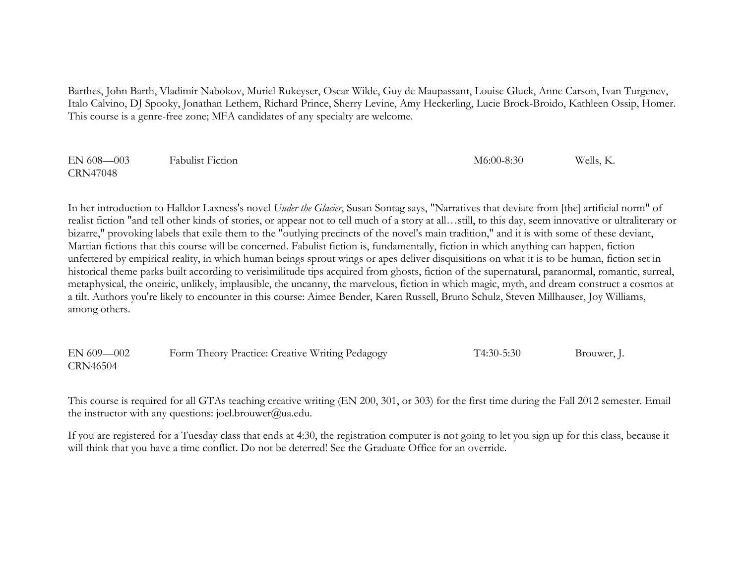Barthes, John Barth, Vladimir Nabokov, Muriel Rukeyser, Oscar Wilde, Guy de Maupassant, Louise Gluck, Anne Carson, Ivan Turgenev, Italo Calvino, DJ Spooky, Jonathan Lethem, Richard Prince, Sherry Levine, Amy Heckerling, Lucie Brock-Broido, Kathleen Ossip, Homer. This course is a genre-free zone; MFA candidates of any specialty are welcome.

| EN 608—003<br>CRN47048 | Fabulist Fiction | M6:00-8:30 | Wells, K. |
|---|---|---|---|

In her introduction to Halldor Laxness's novel *Under the Glacier*, Susan Sontag says, "Narratives that deviate from [the] artificial norm" of realist fiction "and tell other kinds of stories, or appear not to tell much of a story at all…still, to this day, seem innovative or ultraliterary or bizarre," provoking labels that exile them to the "outlying precincts of the novel's main tradition," and it is with some of these deviant, Martian fictions that this course will be concerned. Fabulist fiction is, fundamentally, fiction in which anything can happen, fiction unfettered by empirical reality, in which human beings sprout wings or apes deliver disquisitions on what it is to be human, fiction set in historical theme parks built according to verisimilitude tips acquired from ghosts, fiction of the supernatural, paranormal, romantic, surreal, metaphysical, the oneiric, unlikely, implausible, the uncanny, the marvelous, fiction in which magic, myth, and dream construct a cosmos at a tilt. Authors you're likely to encounter in this course: Aimee Bender, Karen Russell, Bruno Schulz, Steven Millhauser, Joy Williams, among others.

| EN 609—002<br>CRN46504 | Form Theory Practice: Creative Writing Pedagogy | T4:30-5:30 | Brouwer, J. |
|---|---|---|---|

This course is required for all GTAs teaching creative writing (EN 200, 301, or 303) for the first time during the Fall 2012 semester. Email the instructor with any questions: joel.brouwer@ua.edu.

If you are registered for a Tuesday class that ends at 4:30, the registration computer is not going to let you sign up for this class, because it will think that you have a time conflict. Do not be deterred! See the Graduate Office for an override.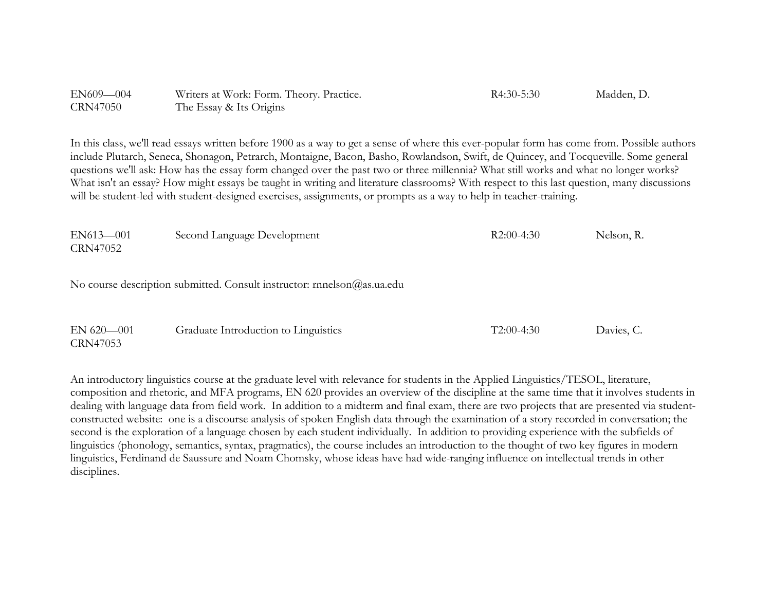| | | | |
|---|---|---|---|
| EN609—004<br>CRN47050 | Writers at Work: Form. Theory. Practice.<br>The Essay & Its Origins | R4:30-5:30 | Madden, D. |

In this class, we'll read essays written before 1900 as a way to get a sense of where this ever-popular form has come from. Possible authors include Plutarch, Seneca, Shonagon, Petrarch, Montaigne, Bacon, Basho, Rowlandson, Swift, de Quincey, and Tocqueville. Some general questions we'll ask: How has the essay form changed over the past two or three millennia? What still works and what no longer works? What isn't an essay? How might essays be taught in writing and literature classrooms? With respect to this last question, many discussions will be student-led with student-designed exercises, assignments, or prompts as a way to help in teacher-training.

| | | | |
|---|---|---|---|
| EN613—001<br>CRN47052 | Second Language Development | R2:00-4:30 | Nelson, R. |

No course description submitted. Consult instructor: rnnelson@as.ua.edu

| | | | |
|---|---|---|---|
| EN 620—001<br>CRN47053 | Graduate Introduction to Linguistics | T2:00-4:30 | Davies, C. |

An introductory linguistics course at the graduate level with relevance for students in the Applied Linguistics/TESOL, literature, composition and rhetoric, and MFA programs, EN 620 provides an overview of the discipline at the same time that it involves students in dealing with language data from field work. In addition to a midterm and final exam, there are two projects that are presented via student-constructed website: one is a discourse analysis of spoken English data through the examination of a story recorded in conversation; the second is the exploration of a language chosen by each student individually. In addition to providing experience with the subfields of linguistics (phonology, semantics, syntax, pragmatics), the course includes an introduction to the thought of two key figures in modern linguistics, Ferdinand de Saussure and Noam Chomsky, whose ideas have had wide-ranging influence on intellectual trends in other disciplines.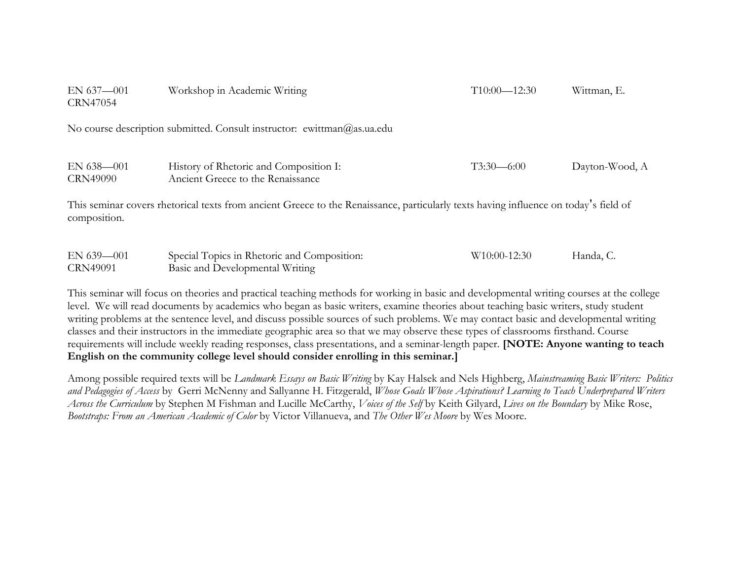| | | | |
|---|---|---|---|
| EN 637—001<br>CRN47054 | Workshop in Academic Writing | T10:00—12:30 | Wittman, E. |

No course description submitted. Consult instructor: ewittman@as.ua.edu

| | | | |
|---|---|---|---|
| EN 638—001<br>CRN49090 | History of Rhetoric and Composition I:<br>Ancient Greece to the Renaissance | T3:30—6:00 | Dayton-Wood, A |

This seminar covers rhetorical texts from ancient Greece to the Renaissance, particularly texts having influence on today's field of composition.

| | | | |
|---|---|---|---|
| EN 639—001<br>CRN49091 | Special Topics in Rhetoric and Composition:<br>Basic and Developmental Writing | W10:00-12:30 | Handa, C. |

This seminar will focus on theories and practical teaching methods for working in basic and developmental writing courses at the college level. We will read documents by academics who began as basic writers, examine theories about teaching basic writers, study student writing problems at the sentence level, and discuss possible sources of such problems. We may contact basic and developmental writing classes and their instructors in the immediate geographic area so that we may observe these types of classrooms firsthand. Course requirements will include weekly reading responses, class presentations, and a seminar-length paper. **[NOTE: Anyone wanting to teach English on the community college level should consider enrolling in this seminar.]**

Among possible required texts will be *Landmark Essays on Basic Writing* by Kay Halsek and Nels Highberg, *Mainstreaming Basic Writers: Politics and Pedagogies of Access* by Gerri McNenny and Sallyanne H. Fitzgerald, *Whose Goals Whose Aspirations? Learning to Teach Underprepared Writers Across the Curriculum* by Stephen M Fishman and Lucille McCarthy, *Voices of the Self* by Keith Gilyard, *Lives on the Boundary* by Mike Rose, *Bootstraps: From an American Academic of Color* by Victor Villanueva, and *The Other Wes Moore* by Wes Moore.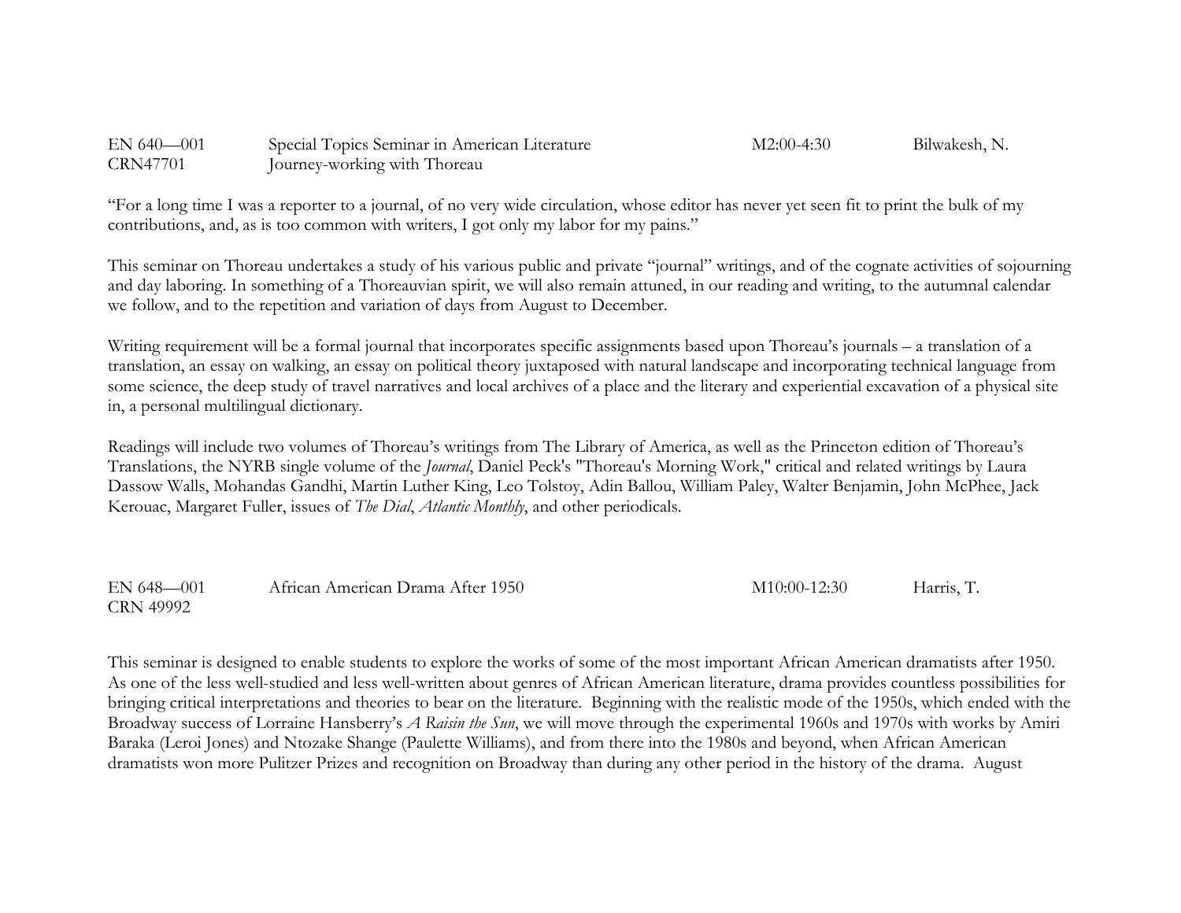| | | | |
|---|---|---|---|
| EN 640—001<br>CRN47701 | Special Topics Seminar in American Literature<br>Journey-working with Thoreau | M2:00-4:30 | Bilwakesh, N. |

"For a long time I was a reporter to a journal, of no very wide circulation, whose editor has never yet seen fit to print the bulk of my contributions, and, as is too common with writers, I got only my labor for my pains."

This seminar on Thoreau undertakes a study of his various public and private "journal" writings, and of the cognate activities of sojourning and day laboring. In something of a Thoreauvian spirit, we will also remain attuned, in our reading and writing, to the autumnal calendar we follow, and to the repetition and variation of days from August to December.

Writing requirement will be a formal journal that incorporates specific assignments based upon Thoreau's journals – a translation of a translation, an essay on walking, an essay on political theory juxtaposed with natural landscape and incorporating technical language from some science, the deep study of travel narratives and local archives of a place and the literary and experiential excavation of a physical site in, a personal multilingual dictionary.

Readings will include two volumes of Thoreau's writings from The Library of America, as well as the Princeton edition of Thoreau's Translations, the NYRB single volume of the *Journal*, Daniel Peck's "Thoreau's Morning Work," critical and related writings by Laura Dassow Walls, Mohandas Gandhi, Martin Luther King, Leo Tolstoy, Adin Ballou, William Paley, Walter Benjamin, John McPhee, Jack Kerouac, Margaret Fuller, issues of *The Dial*, *Atlantic Monthly*, and other periodicals.

| | | | |
|---|---|---|---|
| EN 648—001<br>CRN 49992 | African American Drama After 1950 | M10:00-12:30 | Harris, T. |

This seminar is designed to enable students to explore the works of some of the most important African American dramatists after 1950. As one of the less well-studied and less well-written about genres of African American literature, drama provides countless possibilities for bringing critical interpretations and theories to bear on the literature. Beginning with the realistic mode of the 1950s, which ended with the Broadway success of Lorraine Hansberry's *A Raisin the Sun*, we will move through the experimental 1960s and 1970s with works by Amiri Baraka (Leroi Jones) and Ntozake Shange (Paulette Williams), and from there into the 1980s and beyond, when African American dramatists won more Pulitzer Prizes and recognition on Broadway than during any other period in the history of the drama. August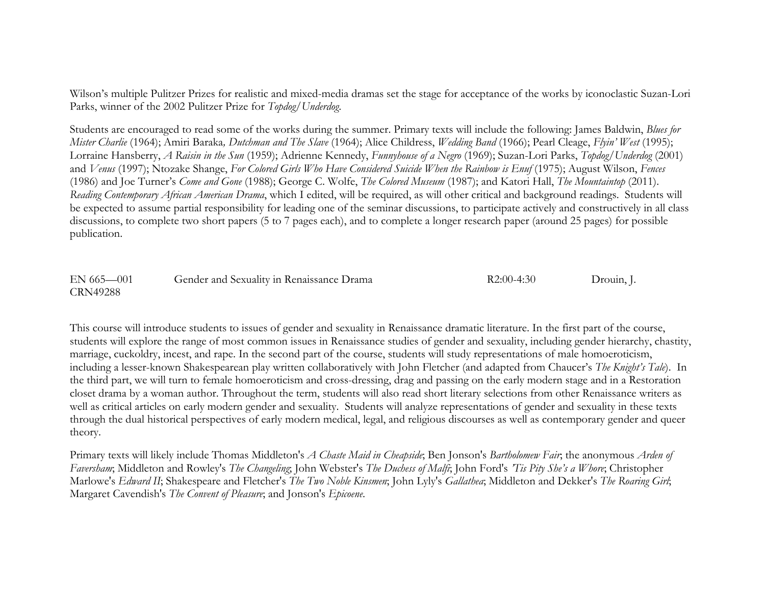Wilson's multiple Pulitzer Prizes for realistic and mixed-media dramas set the stage for acceptance of the works by iconoclastic Suzan-Lori Parks, winner of the 2002 Pulitzer Prize for *Topdog/Underdog*.

Students are encouraged to read some of the works during the summer. Primary texts will include the following: James Baldwin, *Blues for Mister Charlie* (1964); Amiri Baraka*, Dutchman and The Slave* (1964); Alice Childress, *Wedding Band* (1966); Pearl Cleage, *Flyin' West* (1995); Lorraine Hansberry, *A Raisin in the Sun* (1959); Adrienne Kennedy, *Funnyhouse of a Negro* (1969); Suzan-Lori Parks, *Topdog/Underdog* (2001) and *Venus* (1997); Ntozake Shange, *For Colored Girls Who Have Considered Suicide When the Rainbow is Enuf* (1975); August Wilson, *Fences* (1986) and Joe Turner's *Come and Gone* (1988); George C. Wolfe, *The Colored Museum* (1987); and Katori Hall, *The Mountaintop* (2011). *Reading Contemporary African American Drama*, which I edited, will be required, as will other critical and background readings. Students will be expected to assume partial responsibility for leading one of the seminar discussions, to participate actively and constructively in all class discussions, to complete two short papers (5 to 7 pages each), and to complete a longer research paper (around 25 pages) for possible publication.

| EN 665—001 CRN49288 | Gender and Sexuality in Renaissance Drama | R2:00-4:30 | Drouin, J. |
|---|---|---|---|

This course will introduce students to issues of gender and sexuality in Renaissance dramatic literature. In the first part of the course, students will explore the range of most common issues in Renaissance studies of gender and sexuality, including gender hierarchy, chastity, marriage, cuckoldry, incest, and rape. In the second part of the course, students will study representations of male homoeroticism, including a lesser-known Shakespearean play written collaboratively with John Fletcher (and adapted from Chaucer's *The Knight's Tale*). In the third part, we will turn to female homoeroticism and cross-dressing, drag and passing on the early modern stage and in a Restoration closet drama by a woman author. Throughout the term, students will also read short literary selections from other Renaissance writers as well as critical articles on early modern gender and sexuality. Students will analyze representations of gender and sexuality in these texts through the dual historical perspectives of early modern medical, legal, and religious discourses as well as contemporary gender and queer theory.

Primary texts will likely include Thomas Middleton's *A Chaste Maid in Cheapside*; Ben Jonson's *Bartholomew Fair*; the anonymous *Arden of Faversham*; Middleton and Rowley's *The Changeling*; John Webster's *The Duchess of Malfi*; John Ford's *'Tis Pity She's a Whore*; Christopher Marlowe's *Edward II*; Shakespeare and Fletcher's *The Two Noble Kinsmen*; John Lyly's *Gallathea*; Middleton and Dekker's *The Roaring Girl*; Margaret Cavendish's *The Convent of Pleasure*; and Jonson's *Epicoene*.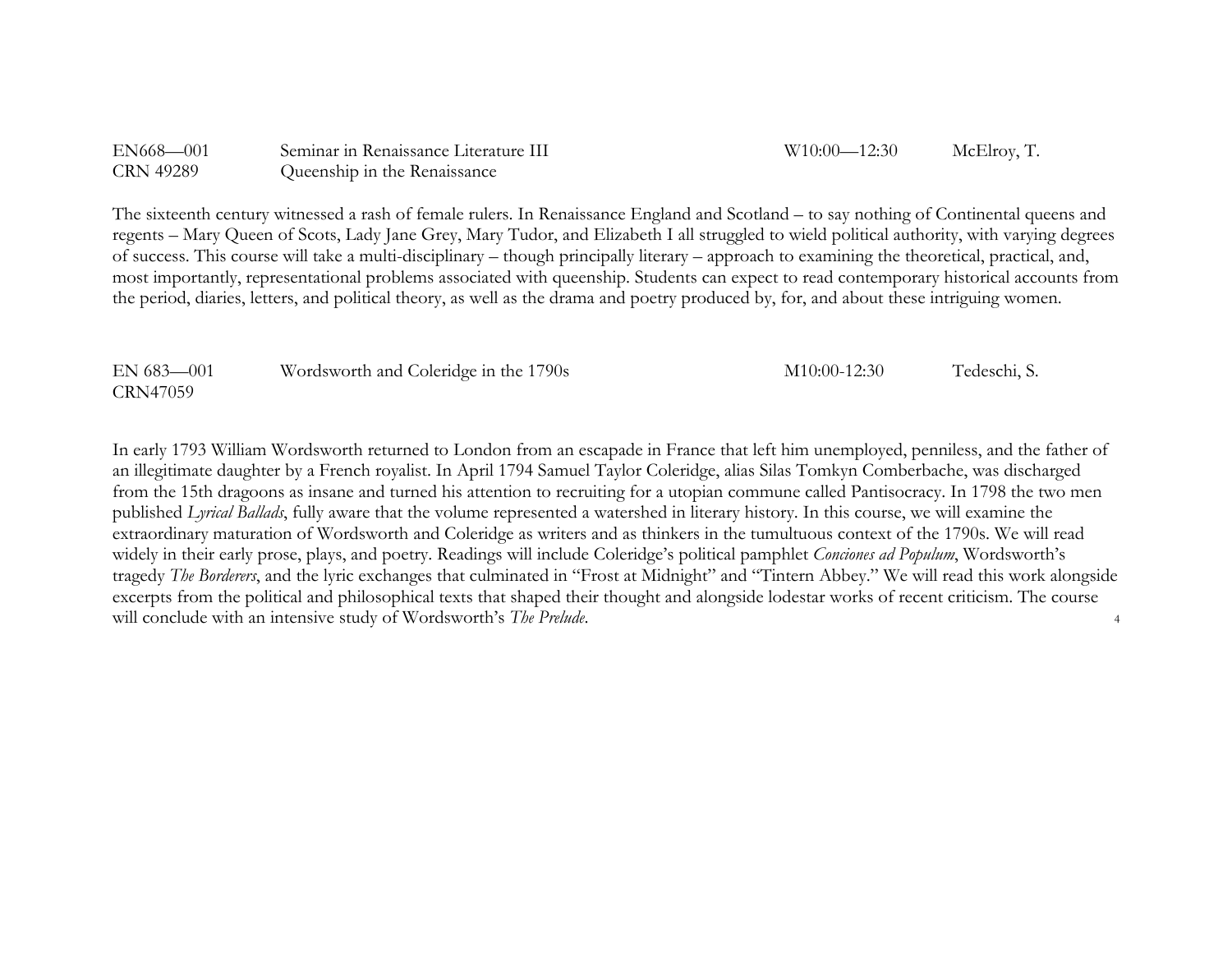EN668—001 CRN 49289 Seminar in Renaissance Literature III — Queenship in the Renaissance — W10:00—12:30 — McElroy, T.

The sixteenth century witnessed a rash of female rulers. In Renaissance England and Scotland – to say nothing of Continental queens and regents – Mary Queen of Scots, Lady Jane Grey, Mary Tudor, and Elizabeth I all struggled to wield political authority, with varying degrees of success. This course will take a multi-disciplinary – though principally literary – approach to examining the theoretical, practical, and, most importantly, representational problems associated with queenship. Students can expect to read contemporary historical accounts from the period, diaries, letters, and political theory, as well as the drama and poetry produced by, for, and about these intriguing women.

EN 683—001 CRN47059 Wordsworth and Coleridge in the 1790s — M10:00-12:30 — Tedeschi, S.

In early 1793 William Wordsworth returned to London from an escapade in France that left him unemployed, penniless, and the father of an illegitimate daughter by a French royalist. In April 1794 Samuel Taylor Coleridge, alias Silas Tomkyn Comberbache, was discharged from the 15th dragoons as insane and turned his attention to recruiting for a utopian commune called Pantisocracy. In 1798 the two men published *Lyrical Ballads*, fully aware that the volume represented a watershed in literary history. In this course, we will examine the extraordinary maturation of Wordsworth and Coleridge as writers and as thinkers in the tumultuous context of the 1790s. We will read widely in their early prose, plays, and poetry. Readings will include Coleridge's political pamphlet *Conciones ad Populum*, Wordsworth's tragedy *The Borderers*, and the lyric exchanges that culminated in "Frost at Midnight" and "Tintern Abbey." We will read this work alongside excerpts from the political and philosophical texts that shaped their thought and alongside lodestar works of recent criticism. The course will conclude with an intensive study of Wordsworth's *The Prelude*.